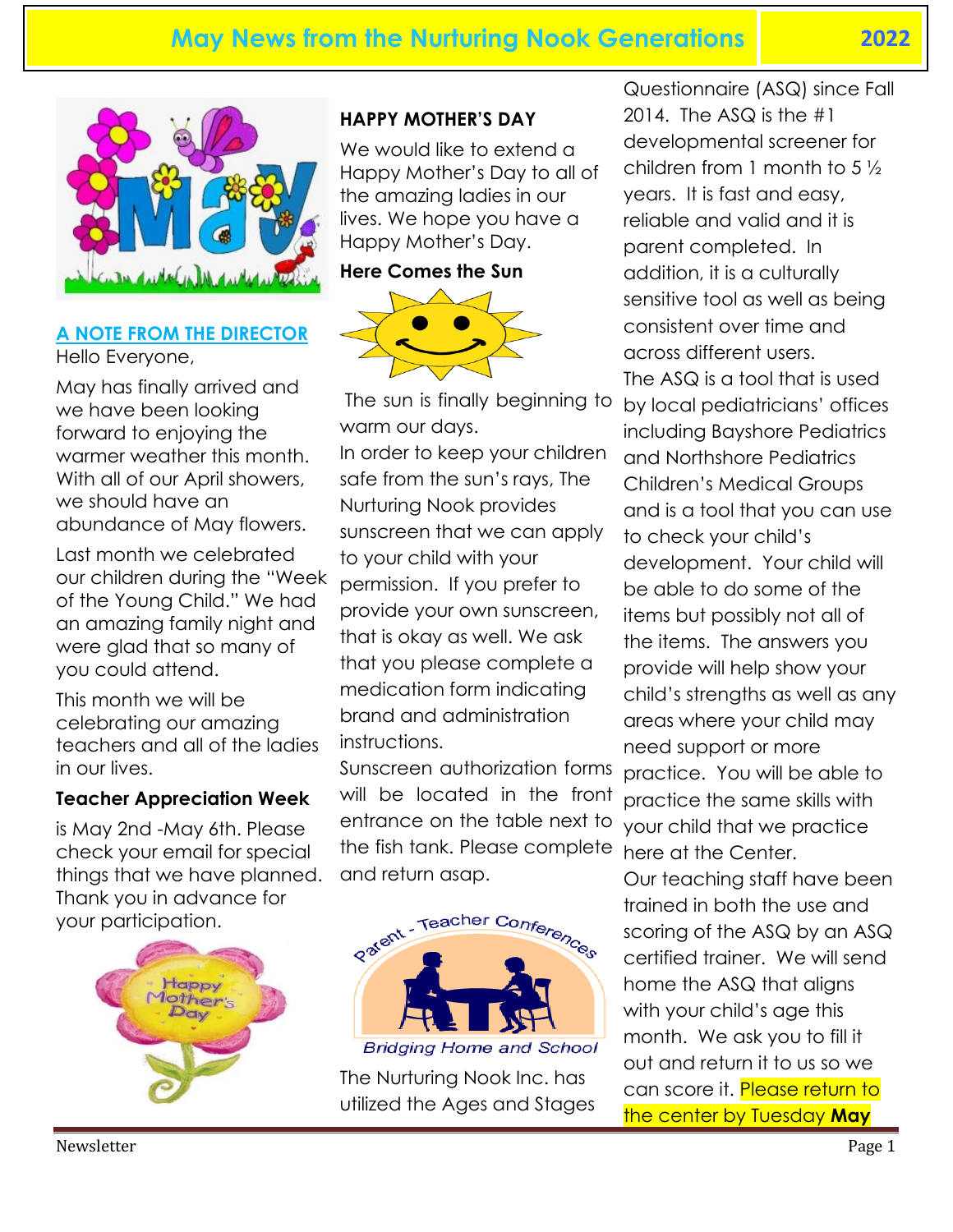# May News from the Nurturing Nook Generations 2022

## A NOTE FROM THE DIRECTOR

Hello Everyone,

May has finally arrived and we have been looking forward to enjoying the warmer weather this month. With all of our April showers, we should have an abundance of May flowers.

Last month we celebrated our children during the "Week of the Young Child." We had an amazing family night and were glad that so many of you could attend.

This month we will be celebrating our amazing teachers and all of the ladies in our lives.

**Teacher Appreciation Week** is May 2nd -May 6th. Please check your email for special things that we have planned. Thank you in advance for your participation.

## HAPPY MOTHER'S DAY

We would like to extend a Happy Mother's Day to all of the amazing ladies in our lives. We hope you have a Happy Mother's Day.

## Here Comes the Sun

The sun is finally beginning to warm our days.

In order to keep your children safe from the sun's rays, The Nurturing Nook provides sunscreen that we can apply to your child with your permission. If you prefer to provide your own sunscreen, that is okay as well. We ask that you please complete a medication form indicating brand and administration instructions.

Sunscreen authorization forms will be located in the front entrance on the table next to the fish tank. Please complete and return asap.

## Parent - Teacher Conferences

*Bridging Home and School*

The Nurturing Nook Inc. has utilized the Ages and Stages Questionnaire (ASQ) since Fall 2014. The ASQ is the #1 developmental screener for children from 1 month to 5 ½ years. It is fast and easy, reliable and valid and it is parent completed. In addition, it is a culturally sensitive tool as well as being consistent over time and across different users.

The ASQ is a tool that is used by local pediatricians' offices including Bayshore Pediatrics and Northshore Pediatrics Children's Medical Groups and is a tool that you can use to check your child's development. Your child will be able to do some of the items but possibly not all of the items. The answers you provide will help show your child's strengths as well as any areas where your child may need support or more practice. You will be able to practice the same skills with your child that we practice here at the Center.

Our teaching staff have been trained in both the use and scoring of the ASQ by an ASQ certified trainer. We will send home the ASQ that aligns with your child's age this month. We ask you to fill it out and return it to us so we can score it. Please return to the center by Tuesday **May**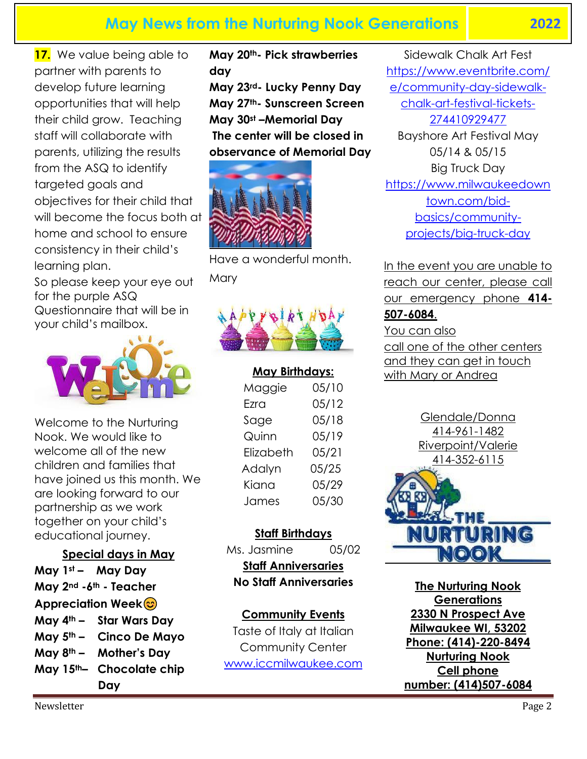# May News from the Nurturing Nook Generations 2022

**17.** We value being able to partner with parents to develop future learning opportunities that will help their child grow. Teaching staff will collaborate with parents, utilizing the results from the ASQ to identify targeted goals and objectives for their child that will become the focus both at home and school to ensure consistency in their child's learning plan.
So please keep your eye out for the purple ASQ Questionnaire that will be in your child's mailbox.

Welcome to the Nurturing Nook. We would like to welcome all of the new children and families that have joined us this month. We are looking forward to our partnership as we work together on your child's educational journey.

## Special days in May

**May 1st – May Day**
**May 2nd -6th - Teacher Appreciation Week😊**
**May 4th – Star Wars Day**
**May 5th – Cinco De Mayo**
**May 8th – Mother's Day**
**May 15th– Chocolate chip Day**
**May 20th- Pick strawberries day**
**May 23rd- Lucky Penny Day**
**May 27th- Sunscreen Screen**
**May 30st –Memorial Day**
**The center will be closed in observance of Memorial Day**

Have a wonderful month.
Mary

## May Birthdays:

| | |
|---|---|
| Maggie | 05/10 |
| Ezra | 05/12 |
| Sage | 05/18 |
| Quinn | 05/19 |
| Elizabeth | 05/21 |
| Adalyn | 05/25 |
| Kiana | 05/29 |
| James | 05/30 |

## Staff Birthdays

Ms. Jasmine 05/02

## Staff Anniversaries

**No Staff Anniversaries**

## Community Events

Taste of Italy at Italian Community Center
www.iccmilwaukee.com

Sidewalk Chalk Art Fest
https://www.eventbrite.com/e/community-day-sidewalk-chalk-art-festival-tickets-274410929477

Bayshore Art Festival May 05/14 & 05/15

Big Truck Day
https://www.milwaukeedowntown.com/bid-basics/community-projects/big-truck-day

In the event you are unable to reach our center, please call our emergency phone **414-507-6084**.
You can also call one of the other centers and they can get in touch with Mary or Andrea

Glendale/Donna
414-961-1482
Riverpoint/Valerie
414-352-6115

THE NURTURING NOOK

**The Nurturing Nook Generations**
**2330 N Prospect Ave**
**Milwaukee WI, 53202**
**Phone: (414)-220-8494**
**Nurturing Nook Cell phone number: (414)507-6084**

Newsletter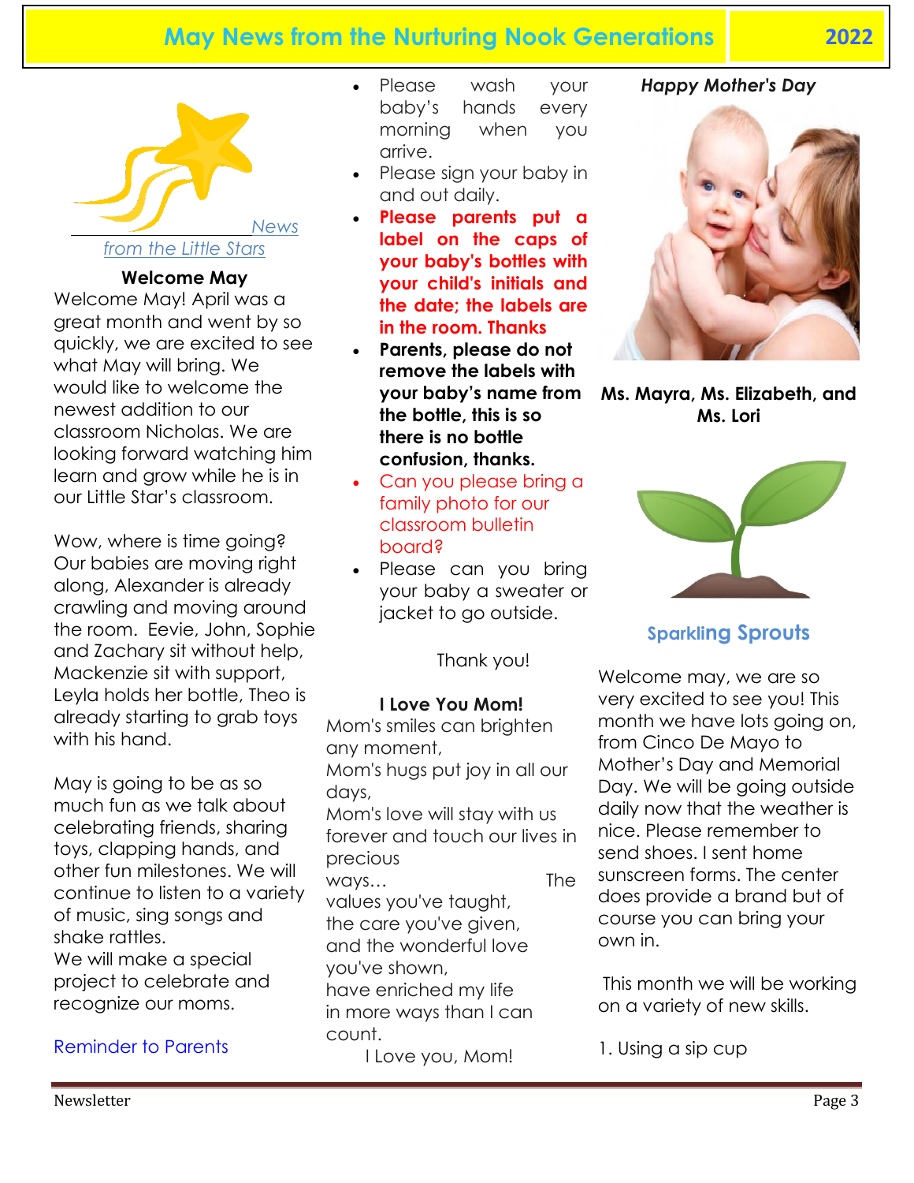# May News from the Nurturing Nook Generations 2022

*News from the Little Stars*

**Welcome May**

Welcome May! April was a great month and went by so quickly, we are excited to see what May will bring. We would like to welcome the newest addition to our classroom Nicholas. We are looking forward watching him learn and grow while he is in our Little Star's classroom.

Wow, where is time going? Our babies are moving right along, Alexander is already crawling and moving around the room. Eevie, John, Sophie and Zachary sit without help, Mackenzie sit with support, Leyla holds her bottle, Theo is already starting to grab toys with his hand.

May is going to be as so much fun as we talk about celebrating friends, sharing toys, clapping hands, and other fun milestones. We will continue to listen to a variety of music, sing songs and shake rattles.
We will make a special project to celebrate and recognize our moms.

Reminder to Parents

- Please wash your baby's hands every morning when you arrive.
- Please sign your baby in and out daily.
- **Please parents put a label on the caps of your baby's bottles with your child's initials and the date; the labels are in the room. Thanks**
- **Parents, please do not remove the labels with your baby's name from the bottle, this is so there is no bottle confusion, thanks.**
- Can you please bring a family photo for our classroom bulletin board?
- Please can you bring your baby a sweater or jacket to go outside.

Thank you!

**I Love You Mom!**

Mom's smiles can brighten any moment,
Mom's hugs put joy in all our days,
Mom's love will stay with us forever and touch our lives in precious ways… The values you've taught,
the care you've given,
and the wonderful love you've shown,
have enriched my life
in more ways than I can count.
I Love you, Mom!

***Happy Mother's Day***

**Ms. Mayra, Ms. Elizabeth, and Ms. Lori**

## Sparkling Sprouts

Welcome may, we are so very excited to see you! This month we have lots going on, from Cinco De Mayo to Mother's Day and Memorial Day. We will be going outside daily now that the weather is nice. Please remember to send shoes. I sent home sunscreen forms. The center does provide a brand but of course you can bring your own in.

This month we will be working on a variety of new skills.

1. Using a sip cup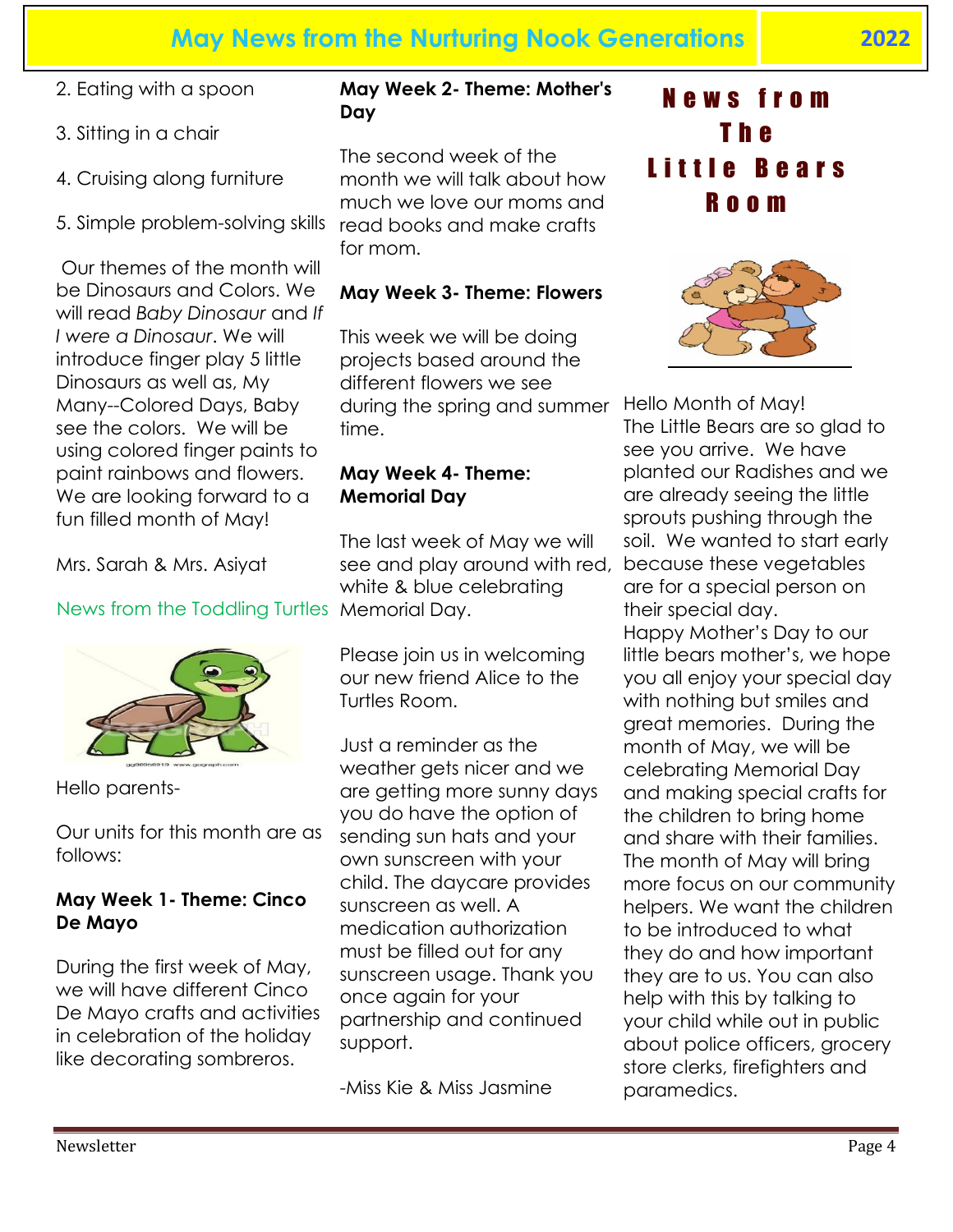2. Eating with a spoon

3. Sitting in a chair

4. Cruising along furniture

5. Simple problem-solving skills

Our themes of the month will be Dinosaurs and Colors. We will read *Baby Dinosaur* and *If I were a Dinosaur*. We will introduce finger play 5 little Dinosaurs as well as, My Many--Colored Days, Baby see the colors. We will be using colored finger paints to paint rainbows and flowers. We are looking forward to a fun filled month of May!

Mrs. Sarah & Mrs. Asiyat

## News from the Toddling Turtles

Hello parents-

Our units for this month are as follows:

**May Week 1- Theme: Cinco De Mayo**

During the first week of May, we will have different Cinco De Mayo crafts and activities in celebration of the holiday like decorating sombreros.

**May Week 2- Theme: Mother's Day**

The second week of the month we will talk about how much we love our moms and read books and make crafts for mom.

**May Week 3- Theme: Flowers**

This week we will be doing projects based around the different flowers we see during the spring and summer time.

**May Week 4- Theme: Memorial Day**

The last week of May we will see and play around with red, white & blue celebrating Memorial Day.

Please join us in welcoming our new friend Alice to the Turtles Room.

Just a reminder as the weather gets nicer and we are getting more sunny days you do have the option of sending sun hats and your own sunscreen with your child. The daycare provides sunscreen as well. A medication authorization must be filled out for any sunscreen usage. Thank you once again for your partnership and continued support.

-Miss Kie & Miss Jasmine

## News from The Little Bears Room

Hello Month of May!
The Little Bears are so glad to see you arrive. We have planted our Radishes and we are already seeing the little sprouts pushing through the soil. We wanted to start early because these vegetables are for a special person on their special day.
Happy Mother's Day to our little bears mother's, we hope you all enjoy your special day with nothing but smiles and great memories. During the month of May, we will be celebrating Memorial Day and making special crafts for the children to bring home and share with their families. The month of May will bring more focus on our community helpers. We want the children to be introduced to what they do and how important they are to us. You can also help with this by talking to your child while out in public about police officers, grocery store clerks, firefighters and paramedics.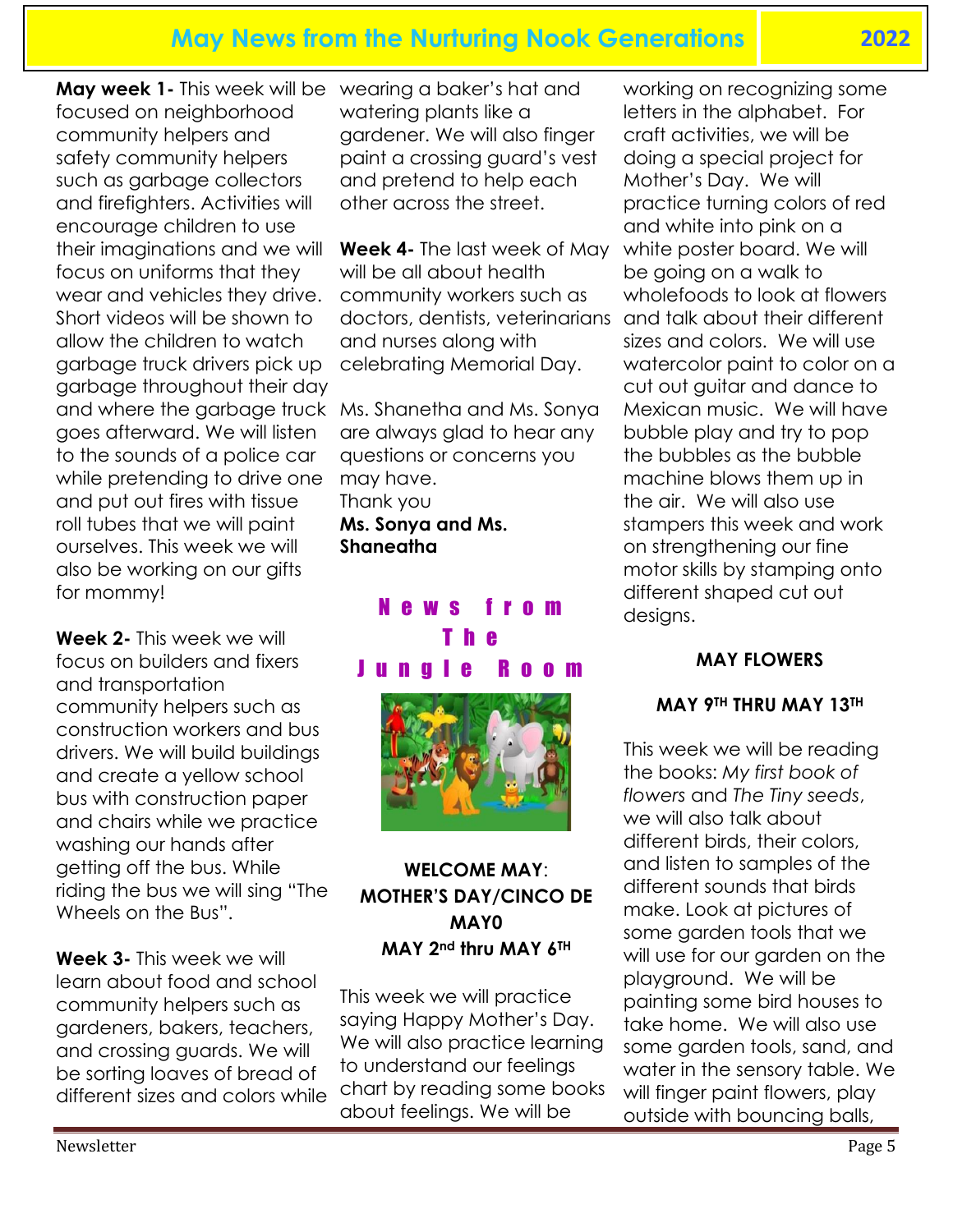# May News from the Nurturing Nook Generations 2022

**May week 1-** This week will be focused on neighborhood community helpers and safety community helpers such as garbage collectors and firefighters. Activities will encourage children to use their imaginations and we will focus on uniforms that they wear and vehicles they drive. Short videos will be shown to allow the children to watch garbage truck drivers pick up garbage throughout their day and where the garbage truck goes afterward. We will listen to the sounds of a police car while pretending to drive one and put out fires with tissue roll tubes that we will paint ourselves. This week we will also be working on our gifts for mommy!

**Week 2-** This week we will focus on builders and fixers and transportation community helpers such as construction workers and bus drivers. We will build buildings and create a yellow school bus with construction paper and chairs while we practice washing our hands after getting off the bus. While riding the bus we will sing "The Wheels on the Bus".

**Week 3-** This week we will learn about food and school community helpers such as gardeners, bakers, teachers, and crossing guards. We will be sorting loaves of bread of different sizes and colors while wearing a baker's hat and watering plants like a gardener. We will also finger paint a crossing guard's vest and pretend to help each other across the street.

**Week 4-** The last week of May will be all about health community workers such as doctors, dentists, veterinarians and nurses along with celebrating Memorial Day.

Ms. Shanetha and Ms. Sonya are always glad to hear any questions or concerns you may have.

Thank you

**Ms. Sonya and Ms. Shaneatha**

## News from The Jungle Room

**WELCOME MAY: MOTHER'S DAY/CINCO DE MAY0**

**MAY 2nd thru MAY 6TH**

This week we will practice saying Happy Mother's Day. We will also practice learning to understand our feelings chart by reading some books about feelings. We will be working on recognizing some letters in the alphabet. For craft activities, we will be doing a special project for Mother's Day. We will practice turning colors of red and white into pink on a white poster board. We will be going on a walk to wholefoods to look at flowers and talk about their different sizes and colors. We will use watercolor paint to color on a cut out guitar and dance to Mexican music. We will have bubble play and try to pop the bubbles as the bubble machine blows them up in the air. We will also use stampers this week and work on strengthening our fine motor skills by stamping onto different shaped cut out designs.

**MAY FLOWERS**

**MAY 9TH THRU MAY 13TH**

This week we will be reading the books: *My first book of flowers* and *The Tiny seeds*, we will also talk about different birds, their colors, and listen to samples of the different sounds that birds make. Look at pictures of some garden tools that we will use for our garden on the playground. We will be painting some bird houses to take home. We will also use some garden tools, sand, and water in the sensory table. We will finger paint flowers, play outside with bouncing balls,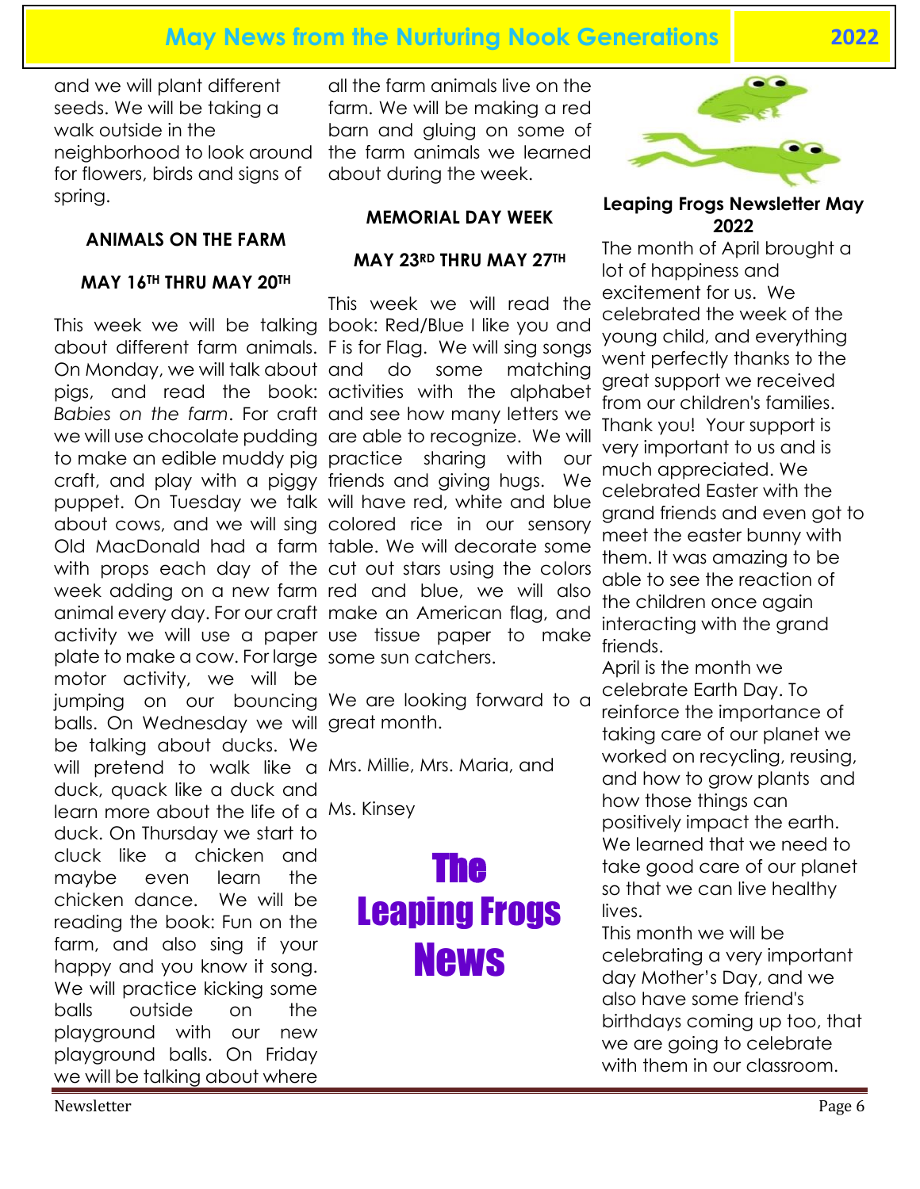and we will plant different seeds. We will be taking a walk outside in the neighborhood to look around for flowers, birds and signs of spring.

### ANIMALS ON THE FARM

### MAY 16TH THRU MAY 20TH

This week we will be talking about different farm animals. On Monday, we will talk about pigs, and read the book: *Babies on the farm*. For craft we will use chocolate pudding to make an edible muddy pig craft, and play with a piggy puppet. On Tuesday we talk about cows, and we will sing Old MacDonald had a farm with props each day of the week adding on a new farm animal every day. For our craft activity we will use a paper plate to make a cow. For large motor activity, we will be jumping on our bouncing balls. On Wednesday we will be talking about ducks. We will pretend to walk like a duck, quack like a duck and learn more about the life of a duck. On Thursday we start to cluck like a chicken and maybe even learn the chicken dance. We will be reading the book: Fun on the farm, and also sing if your happy and you know it song. We will practice kicking some balls outside on the playground with our new playground balls. On Friday we will be talking about where all the farm animals live on the farm. We will be making a red barn and gluing on some of the farm animals we learned about during the week.

### MEMORIAL DAY WEEK

### MAY 23RD THRU MAY 27TH

This week we will read the book: Red/Blue I like you and F is for Flag. We will sing songs and do some matching activities with the alphabet and see how many letters we are able to recognize. We will practice sharing with our friends and giving hugs. We will have red, white and blue colored rice in our sensory table. We will decorate some cut out stars using the colors red and blue, we will also make an American flag, and use tissue paper to make some sun catchers.

We are looking forward to a great month.

Mrs. Millie, Mrs. Maria, and

Ms. Kinsey

# The Leaping Frogs News

**Leaping Frogs Newsletter May 2022**

The month of April brought a lot of happiness and excitement for us. We celebrated the week of the young child, and everything went perfectly thanks to the great support we received from our children's families. Thank you! Your support is very important to us and is much appreciated. We celebrated Easter with the grand friends and even got to meet the easter bunny with them. It was amazing to be able to see the reaction of the children once again interacting with the grand friends.

April is the month we celebrate Earth Day. To reinforce the importance of taking care of our planet we worked on recycling, reusing, and how to grow plants and how those things can positively impact the earth. We learned that we need to take good care of our planet so that we can live healthy lives.

This month we will be celebrating a very important day Mother's Day, and we also have some friend's birthdays coming up too, that we are going to celebrate with them in our classroom.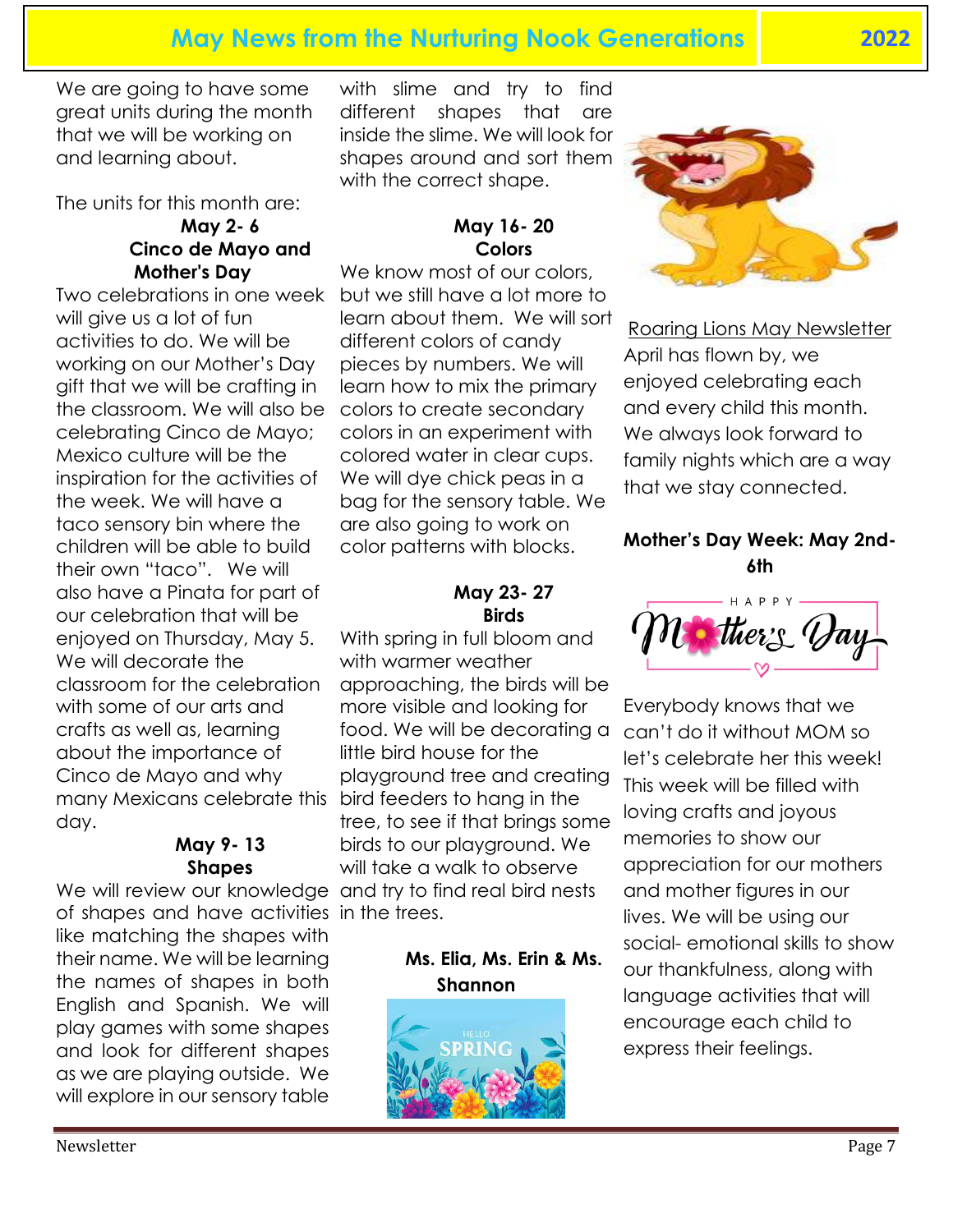# May News from the Nurturing Nook Generations 2022

We are going to have some great units during the month that we will be working on and learning about.

The units for this month are:

**May 2- 6**
**Cinco de Mayo and Mother's Day**

Two celebrations in one week will give us a lot of fun activities to do. We will be working on our Mother's Day gift that we will be crafting in the classroom. We will also be celebrating Cinco de Mayo; Mexico culture will be the inspiration for the activities of the week. We will have a taco sensory bin where the children will be able to build their own "taco". We will also have a Pinata for part of our celebration that will be enjoyed on Thursday, May 5. We will decorate the classroom for the celebration with some of our arts and crafts as well as, learning about the importance of Cinco de Mayo and why many Mexicans celebrate this day.

**May 9- 13**
**Shapes**

We will review our knowledge of shapes and have activities like matching the shapes with their name. We will be learning the names of shapes in both English and Spanish. We will play games with some shapes and look for different shapes as we are playing outside. We will explore in our sensory table with slime and try to find different shapes that are inside the slime. We will look for shapes around and sort them with the correct shape.

**May 16- 20**
**Colors**

We know most of our colors, but we still have a lot more to learn about them. We will sort different colors of candy pieces by numbers. We will learn how to mix the primary colors to create secondary colors in an experiment with colored water in clear cups. We will dye chick peas in a bag for the sensory table. We are also going to work on color patterns with blocks.

**May 23- 27**
**Birds**

With spring in full bloom and with warmer weather approaching, the birds will be more visible and looking for food. We will be decorating a little bird house for the playground tree and creating bird feeders to hang in the tree, to see if that brings some birds to our playground. We will take a walk to observe and try to find real bird nests in the trees.

**Ms. Elia, Ms. Erin & Ms. Shannon**

Roaring Lions May Newsletter

April has flown by, we enjoyed celebrating each and every child this month. We always look forward to family nights which are a way that we stay connected.

**Mother's Day Week: May 2nd-6th**

Everybody knows that we can't do it without MOM so let's celebrate her this week! This week will be filled with loving crafts and joyous memories to show our appreciation for our mothers and mother figures in our lives. We will be using our social- emotional skills to show our thankfulness, along with language activities that will encourage each child to express their feelings.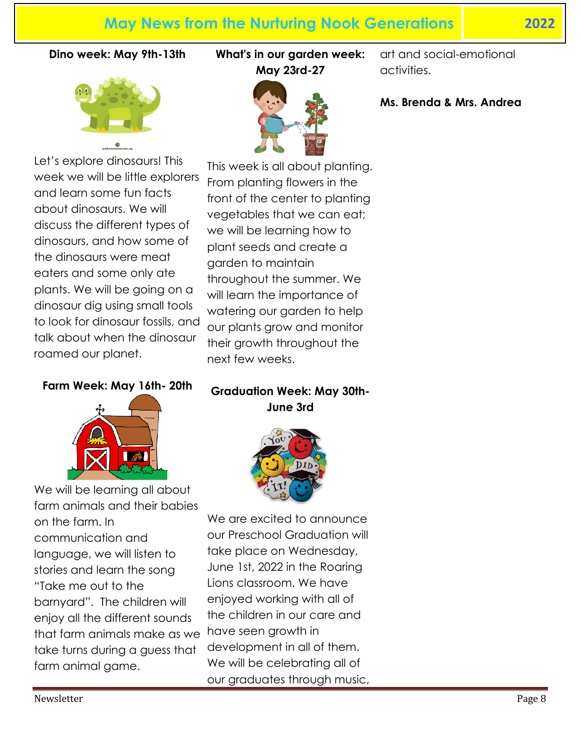# May News from the Nurturing Nook Generations 2022

### Dino week: May 9th-13th

Let's explore dinosaurs! This week we will be little explorers and learn some fun facts about dinosaurs. We will discuss the different types of dinosaurs, and how some of the dinosaurs were meat eaters and some only ate plants. We will be going on a dinosaur dig using small tools to look for dinosaur fossils, and talk about when the dinosaur roamed our planet.

### Farm Week: May 16th- 20th

We will be learning all about farm animals and their babies on the farm. In communication and language, we will listen to stories and learn the song "Take me out to the barnyard". The children will enjoy all the different sounds that farm animals make as we take turns during a guess that farm animal game.

### What's in our garden week: May 23rd-27

This week is all about planting. From planting flowers in the front of the center to planting vegetables that we can eat; we will be learning how to plant seeds and create a garden to maintain throughout the summer. We will learn the importance of watering our garden to help our plants grow and monitor their growth throughout the next few weeks.

### Graduation Week: May 30th-June 3rd

We are excited to announce our Preschool Graduation will take place on Wednesday, June 1st, 2022 in the Roaring Lions classroom. We have enjoyed working with all of the children in our care and have seen growth in development in all of them. We will be celebrating all of our graduates through music, art and social-emotional activities.

**Ms. Brenda & Mrs. Andrea**